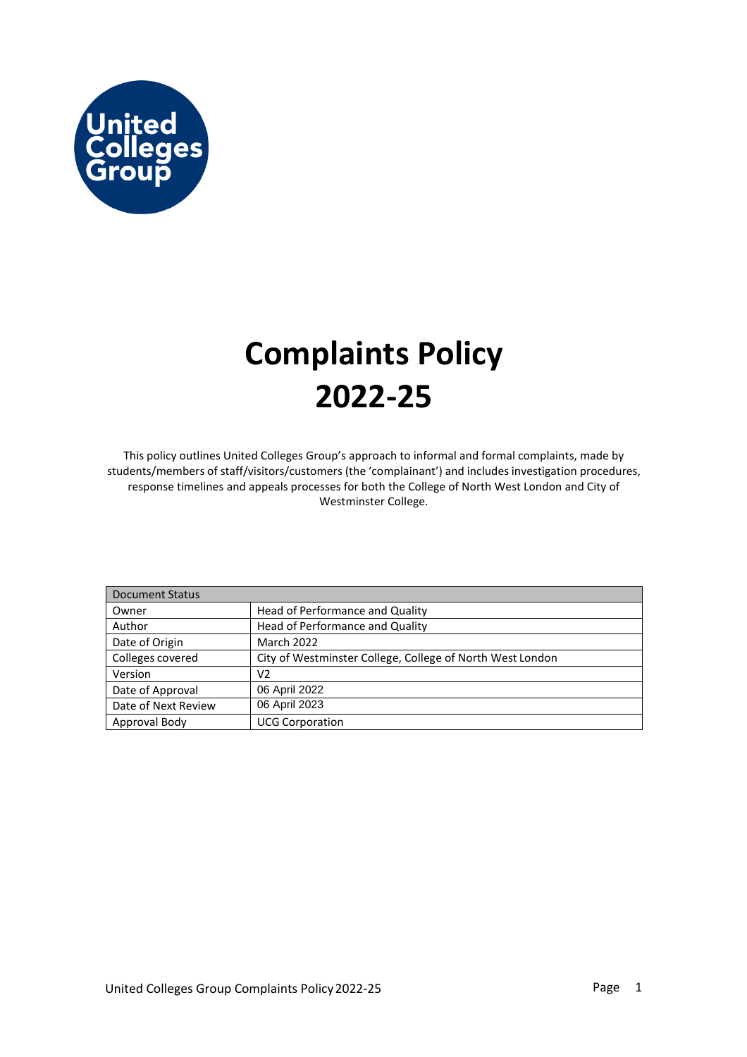United Colleges Group

# Complaints Policy 2022-25

This policy outlines United Colleges Group's approach to informal and formal complaints, made by students/members of staff/visitors/customers (the 'complainant') and includes investigation procedures, response timelines and appeals processes for both the College of North West London and City of Westminster College.

| Document Status | |
|---|---|
| Owner | Head of Performance and Quality |
| Author | Head of Performance and Quality |
| Date of Origin | March 2022 |
| Colleges covered | City of Westminster College, College of North West London |
| Version | V2 |
| Date of Approval | 06 April 2022 |
| Date of Next Review | 06 April 2023 |
| Approval Body | UCG Corporation |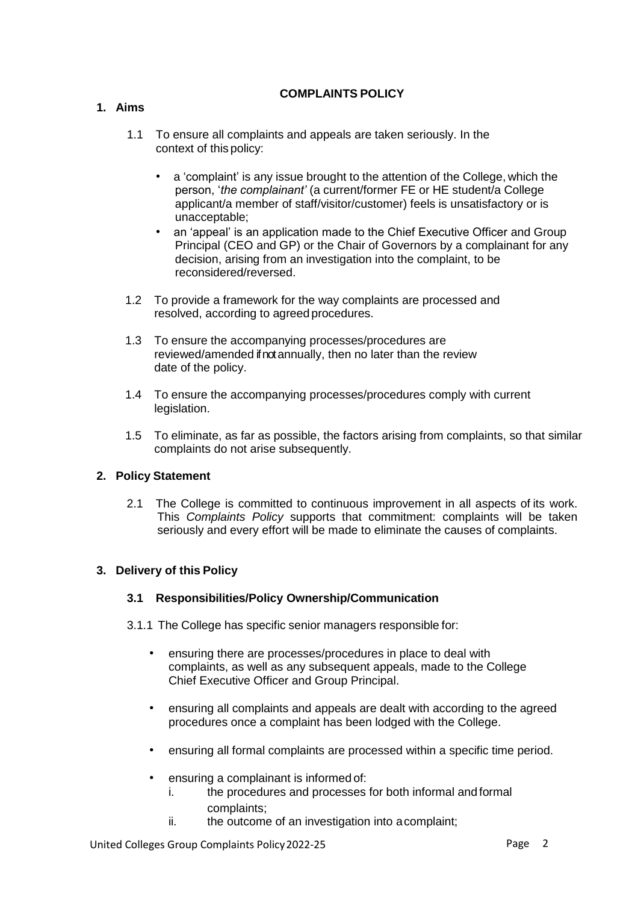# COMPLAINTS POLICY

## 1. Aims

1.1 To ensure all complaints and appeals are taken seriously. In the context of this policy:

- a 'complaint' is any issue brought to the attention of the College, which the person, '*the complainant'* (a current/former FE or HE student/a College applicant/a member of staff/visitor/customer) feels is unsatisfactory or is unacceptable;
- an 'appeal' is an application made to the Chief Executive Officer and Group Principal (CEO and GP) or the Chair of Governors by a complainant for any decision, arising from an investigation into the complaint, to be reconsidered/reversed.

1.2 To provide a framework for the way complaints are processed and resolved, according to agreed procedures.

1.3 To ensure the accompanying processes/procedures are reviewed/amended if not annually, then no later than the review date of the policy.

1.4 To ensure the accompanying processes/procedures comply with current legislation.

1.5 To eliminate, as far as possible, the factors arising from complaints, so that similar complaints do not arise subsequently.

## 2. Policy Statement

2.1 The College is committed to continuous improvement in all aspects of its work. This *Complaints Policy* supports that commitment: complaints will be taken seriously and every effort will be made to eliminate the causes of complaints.

## 3. Delivery of this Policy

### 3.1 Responsibilities/Policy Ownership/Communication

3.1.1 The College has specific senior managers responsible for:

- ensuring there are processes/procedures in place to deal with complaints, as well as any subsequent appeals, made to the College Chief Executive Officer and Group Principal.
- ensuring all complaints and appeals are dealt with according to the agreed procedures once a complaint has been lodged with the College.
- ensuring all formal complaints are processed within a specific time period.
- ensuring a complainant is informed of:
  i. the procedures and processes for both informal and formal complaints;
  ii. the outcome of an investigation into a complaint;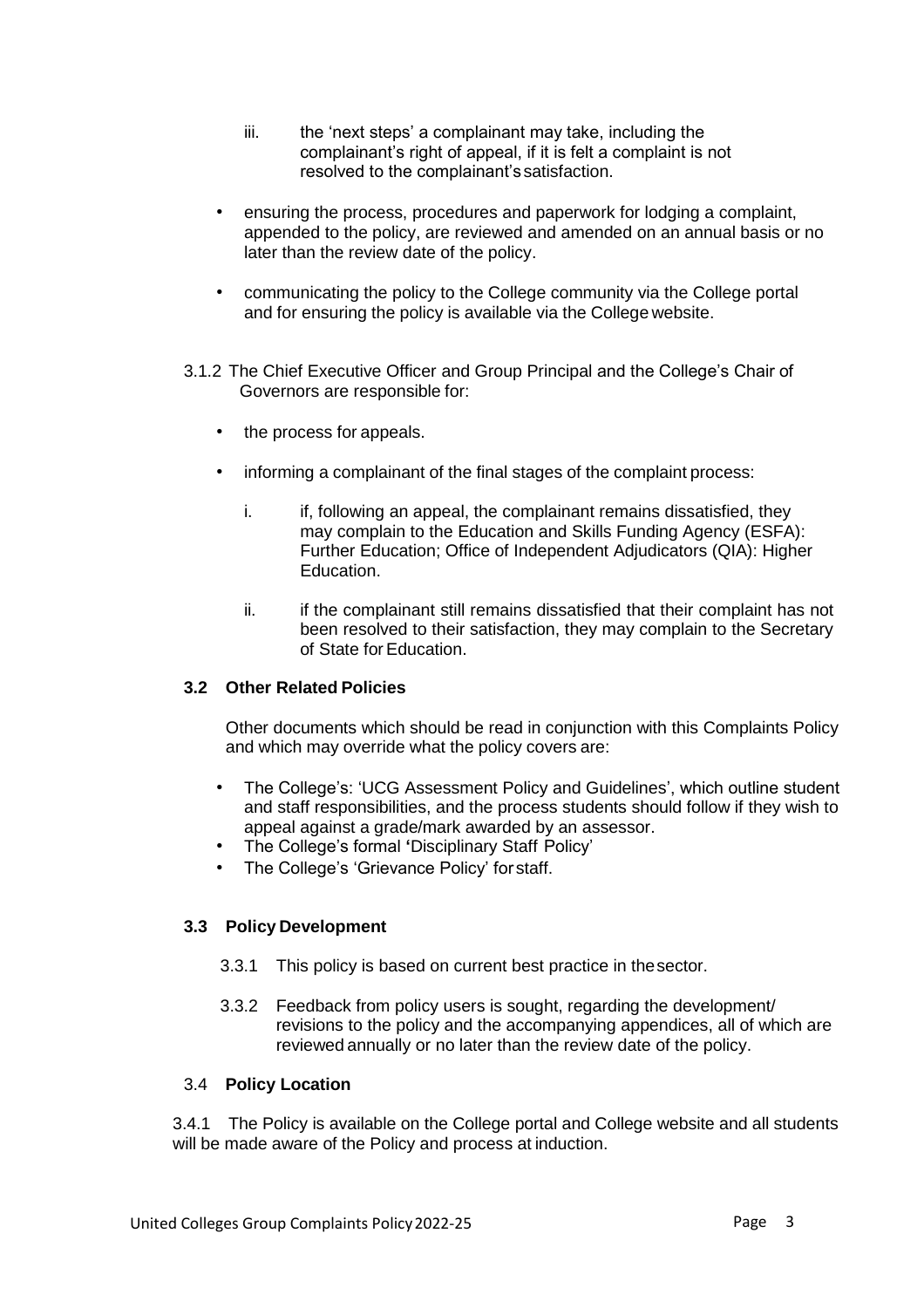iii. the 'next steps' a complainant may take, including the complainant's right of appeal, if it is felt a complaint is not resolved to the complainant's satisfaction.

- ensuring the process, procedures and paperwork for lodging a complaint, appended to the policy, are reviewed and amended on an annual basis or no later than the review date of the policy.

- communicating the policy to the College community via the College portal and for ensuring the policy is available via the College website.

3.1.2 The Chief Executive Officer and Group Principal and the College's Chair of Governors are responsible for:

- the process for appeals.

- informing a complainant of the final stages of the complaint process:

  i. if, following an appeal, the complainant remains dissatisfied, they may complain to the Education and Skills Funding Agency (ESFA): Further Education; Office of Independent Adjudicators (QIA): Higher Education.

  ii. if the complainant still remains dissatisfied that their complaint has not been resolved to their satisfaction, they may complain to the Secretary of State for Education.

### 3.2 Other Related Policies

Other documents which should be read in conjunction with this Complaints Policy and which may override what the policy covers are:

- The College's: 'UCG Assessment Policy and Guidelines', which outline student and staff responsibilities, and the process students should follow if they wish to appeal against a grade/mark awarded by an assessor.
- The College's formal **'**Disciplinary Staff Policy'
- The College's 'Grievance Policy' for staff.

### 3.3 Policy Development

3.3.1 This policy is based on current best practice in the sector.

3.3.2 Feedback from policy users is sought, regarding the development/ revisions to the policy and the accompanying appendices, all of which are reviewed annually or no later than the review date of the policy.

### 3.4 Policy Location

3.4.1 The Policy is available on the College portal and College website and all students will be made aware of the Policy and process at induction.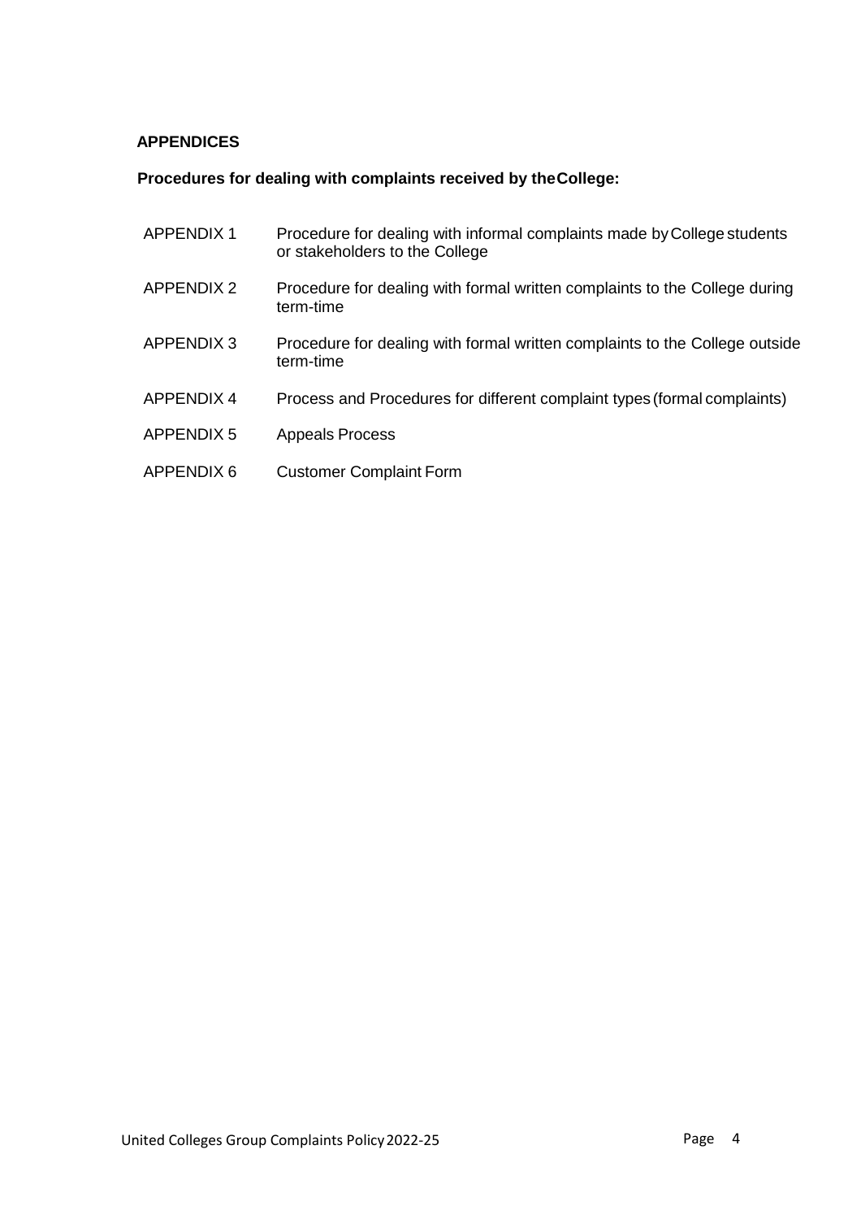## APPENDICES

### Procedures for dealing with complaints received by the College:

| | |
|---|---|
| APPENDIX 1 | Procedure for dealing with informal complaints made by College students or stakeholders to the College |
| APPENDIX 2 | Procedure for dealing with formal written complaints to the College during term-time |
| APPENDIX 3 | Procedure for dealing with formal written complaints to the College outside term-time |
| APPENDIX 4 | Process and Procedures for different complaint types (formal complaints) |
| APPENDIX 5 | Appeals Process |
| APPENDIX 6 | Customer Complaint Form |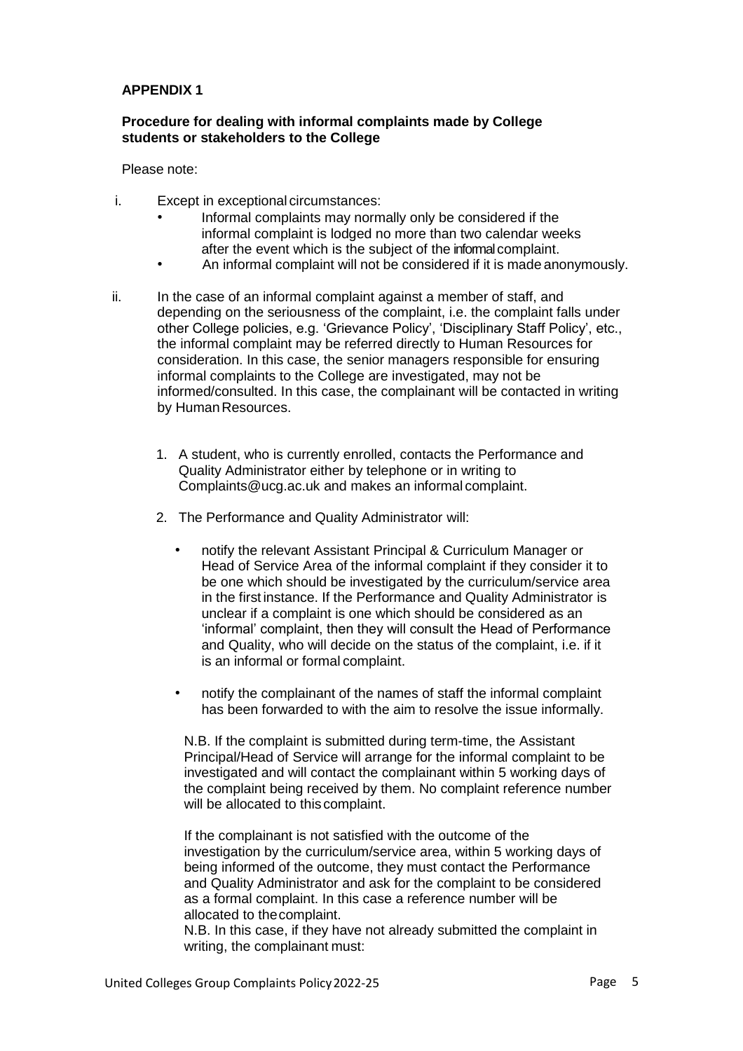**APPENDIX 1**

**Procedure for dealing with informal complaints made by College students or stakeholders to the College**

Please note:

i. Except in exceptional circumstances:
   - Informal complaints may normally only be considered if the informal complaint is lodged no more than two calendar weeks after the event which is the subject of the informal complaint.
   - An informal complaint will not be considered if it is made anonymously.

ii. In the case of an informal complaint against a member of staff, and depending on the seriousness of the complaint, i.e. the complaint falls under other College policies, e.g. 'Grievance Policy', 'Disciplinary Staff Policy', etc., the informal complaint may be referred directly to Human Resources for consideration. In this case, the senior managers responsible for ensuring informal complaints to the College are investigated, may not be informed/consulted. In this case, the complainant will be contacted in writing by Human Resources.

1. A student, who is currently enrolled, contacts the Performance and Quality Administrator either by telephone or in writing to Complaints@ucg.ac.uk and makes an informal complaint.

2. The Performance and Quality Administrator will:

   - notify the relevant Assistant Principal & Curriculum Manager or Head of Service Area of the informal complaint if they consider it to be one which should be investigated by the curriculum/service area in the first instance. If the Performance and Quality Administrator is unclear if a complaint is one which should be considered as an 'informal' complaint, then they will consult the Head of Performance and Quality, who will decide on the status of the complaint, i.e. if it is an informal or formal complaint.

   - notify the complainant of the names of staff the informal complaint has been forwarded to with the aim to resolve the issue informally.

   N.B. If the complaint is submitted during term-time, the Assistant Principal/Head of Service will arrange for the informal complaint to be investigated and will contact the complainant within 5 working days of the complaint being received by them. No complaint reference number will be allocated to this complaint.

   If the complainant is not satisfied with the outcome of the investigation by the curriculum/service area, within 5 working days of being informed of the outcome, they must contact the Performance and Quality Administrator and ask for the complaint to be considered as a formal complaint. In this case a reference number will be allocated to the complaint.
   N.B. In this case, if they have not already submitted the complaint in writing, the complainant must: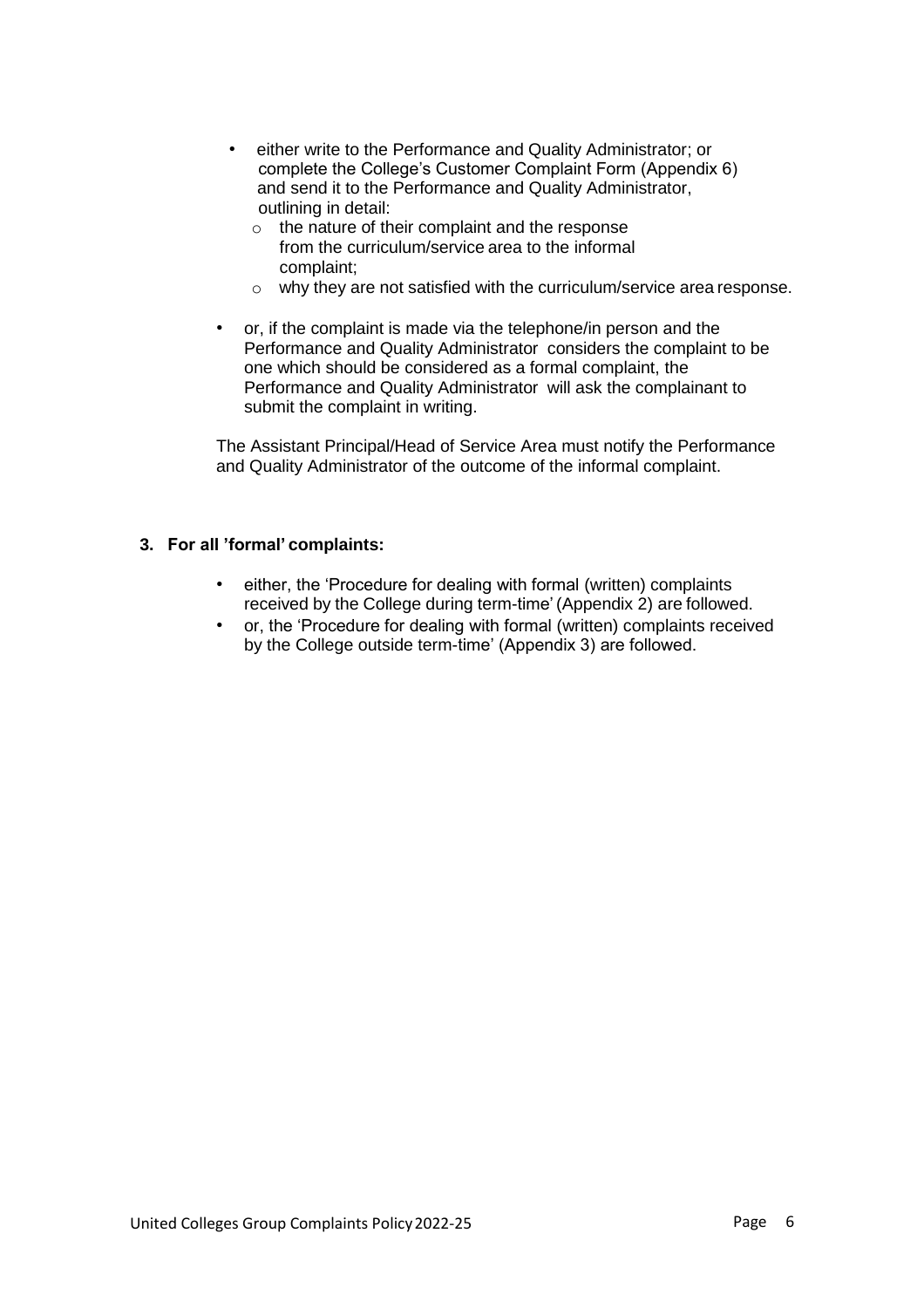- either write to the Performance and Quality Administrator; or complete the College's Customer Complaint Form (Appendix 6) and send it to the Performance and Quality Administrator, outlining in detail:
  - the nature of their complaint and the response from the curriculum/service area to the informal complaint;
  - why they are not satisfied with the curriculum/service area response.

- or, if the complaint is made via the telephone/in person and the Performance and Quality Administrator considers the complaint to be one which should be considered as a formal complaint, the Performance and Quality Administrator will ask the complainant to submit the complaint in writing.

The Assistant Principal/Head of Service Area must notify the Performance and Quality Administrator of the outcome of the informal complaint.

**3. For all 'formal' complaints:**

- either, the 'Procedure for dealing with formal (written) complaints received by the College during term-time' (Appendix 2) are followed.
- or, the 'Procedure for dealing with formal (written) complaints received by the College outside term-time' (Appendix 3) are followed.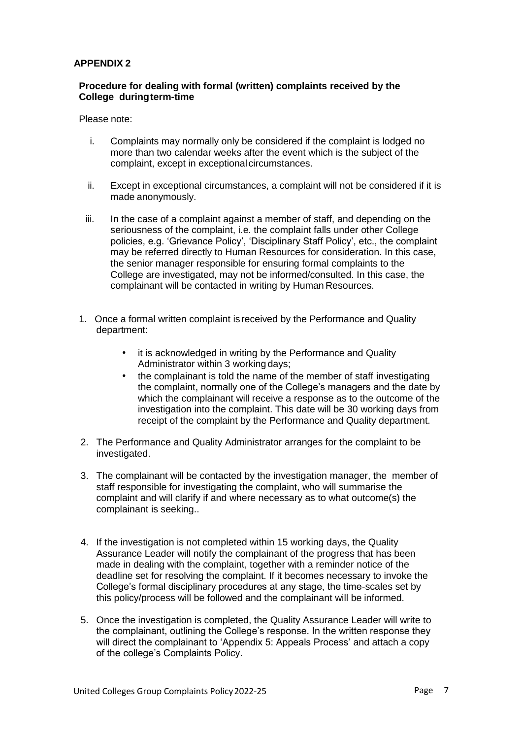**APPENDIX 2**

**Procedure for dealing with formal (written) complaints received by the College during term-time**

Please note:

i. Complaints may normally only be considered if the complaint is lodged no more than two calendar weeks after the event which is the subject of the complaint, except in exceptional circumstances.

ii. Except in exceptional circumstances, a complaint will not be considered if it is made anonymously.

iii. In the case of a complaint against a member of staff, and depending on the seriousness of the complaint, i.e. the complaint falls under other College policies, e.g. 'Grievance Policy', 'Disciplinary Staff Policy', etc., the complaint may be referred directly to Human Resources for consideration. In this case, the senior manager responsible for ensuring formal complaints to the College are investigated, may not be informed/consulted. In this case, the complainant will be contacted in writing by Human Resources.

1. Once a formal written complaint is received by the Performance and Quality department:
   - it is acknowledged in writing by the Performance and Quality Administrator within 3 working days;
   - the complainant is told the name of the member of staff investigating the complaint, normally one of the College's managers and the date by which the complainant will receive a response as to the outcome of the investigation into the complaint. This date will be 30 working days from receipt of the complaint by the Performance and Quality department.

2. The Performance and Quality Administrator arranges for the complaint to be investigated.

3. The complainant will be contacted by the investigation manager, the member of staff responsible for investigating the complaint, who will summarise the complaint and will clarify if and where necessary as to what outcome(s) the complainant is seeking..

4. If the investigation is not completed within 15 working days, the Quality Assurance Leader will notify the complainant of the progress that has been made in dealing with the complaint, together with a reminder notice of the deadline set for resolving the complaint. If it becomes necessary to invoke the College's formal disciplinary procedures at any stage, the time-scales set by this policy/process will be followed and the complainant will be informed.

5. Once the investigation is completed, the Quality Assurance Leader will write to the complainant, outlining the College's response. In the written response they will direct the complainant to 'Appendix 5: Appeals Process' and attach a copy of the college's Complaints Policy.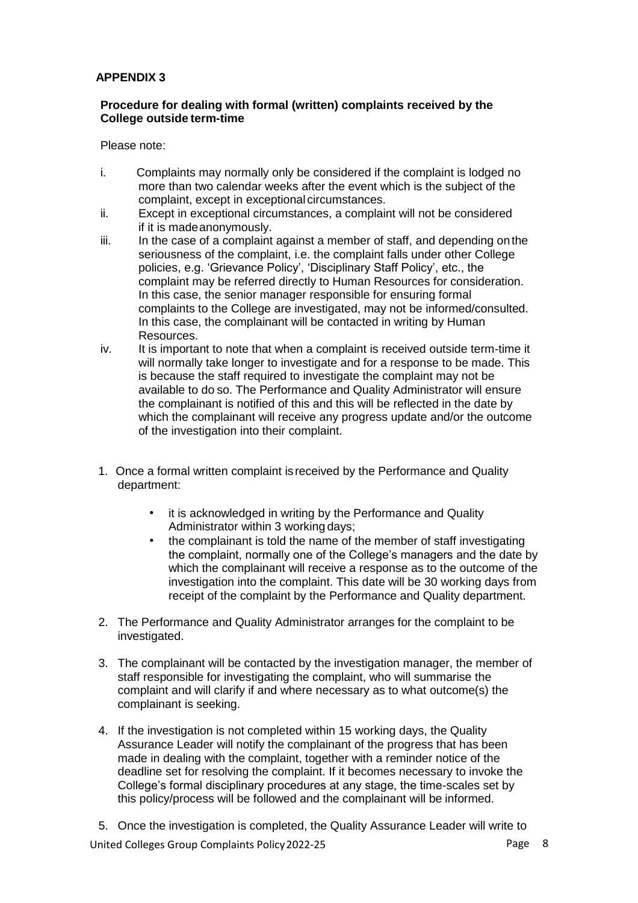## APPENDIX 3

**Procedure for dealing with formal (written) complaints received by the College outside term-time**

Please note:

i. Complaints may normally only be considered if the complaint is lodged no more than two calendar weeks after the event which is the subject of the complaint, except in exceptional circumstances.

ii. Except in exceptional circumstances, a complaint will not be considered if it is made anonymously.

iii. In the case of a complaint against a member of staff, and depending on the seriousness of the complaint, i.e. the complaint falls under other College policies, e.g. 'Grievance Policy', 'Disciplinary Staff Policy', etc., the complaint may be referred directly to Human Resources for consideration. In this case, the senior manager responsible for ensuring formal complaints to the College are investigated, may not be informed/consulted. In this case, the complainant will be contacted in writing by Human Resources.

iv. It is important to note that when a complaint is received outside term-time it will normally take longer to investigate and for a response to be made. This is because the staff required to investigate the complaint may not be available to do so. The Performance and Quality Administrator will ensure the complainant is notified of this and this will be reflected in the date by which the complainant will receive any progress update and/or the outcome of the investigation into their complaint.

1. Once a formal written complaint is received by the Performance and Quality department:
   - it is acknowledged in writing by the Performance and Quality Administrator within 3 working days;
   - the complainant is told the name of the member of staff investigating the complaint, normally one of the College's managers and the date by which the complainant will receive a response as to the outcome of the investigation into the complaint. This date will be 30 working days from receipt of the complaint by the Performance and Quality department.

2. The Performance and Quality Administrator arranges for the complaint to be investigated.

3. The complainant will be contacted by the investigation manager, the member of staff responsible for investigating the complaint, who will summarise the complaint and will clarify if and where necessary as to what outcome(s) the complainant is seeking.

4. If the investigation is not completed within 15 working days, the Quality Assurance Leader will notify the complainant of the progress that has been made in dealing with the complaint, together with a reminder notice of the deadline set for resolving the complaint. If it becomes necessary to invoke the College's formal disciplinary procedures at any stage, the time-scales set by this policy/process will be followed and the complainant will be informed.

5. Once the investigation is completed, the Quality Assurance Leader will write to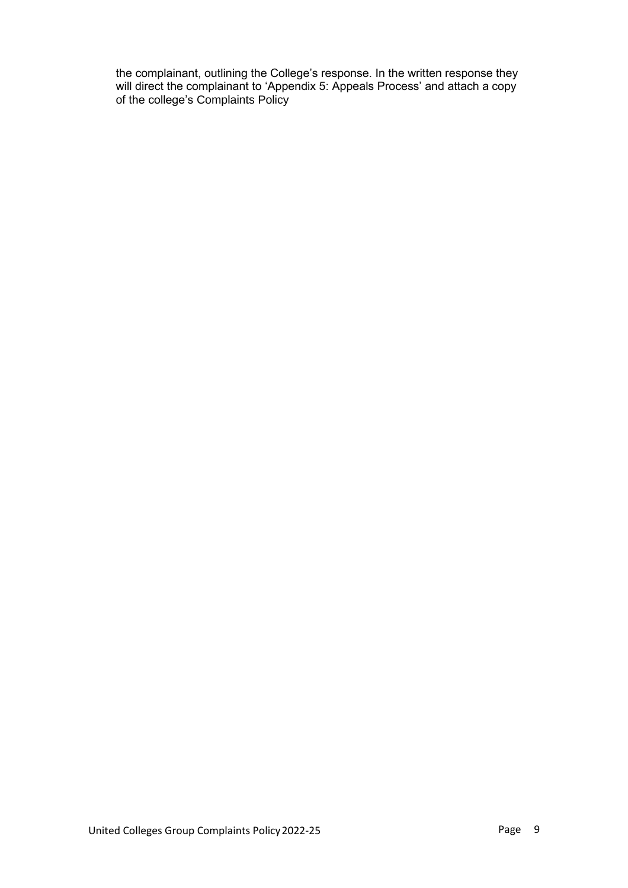the complainant, outlining the College's response. In the written response they will direct the complainant to 'Appendix 5: Appeals Process' and attach a copy of the college's Complaints Policy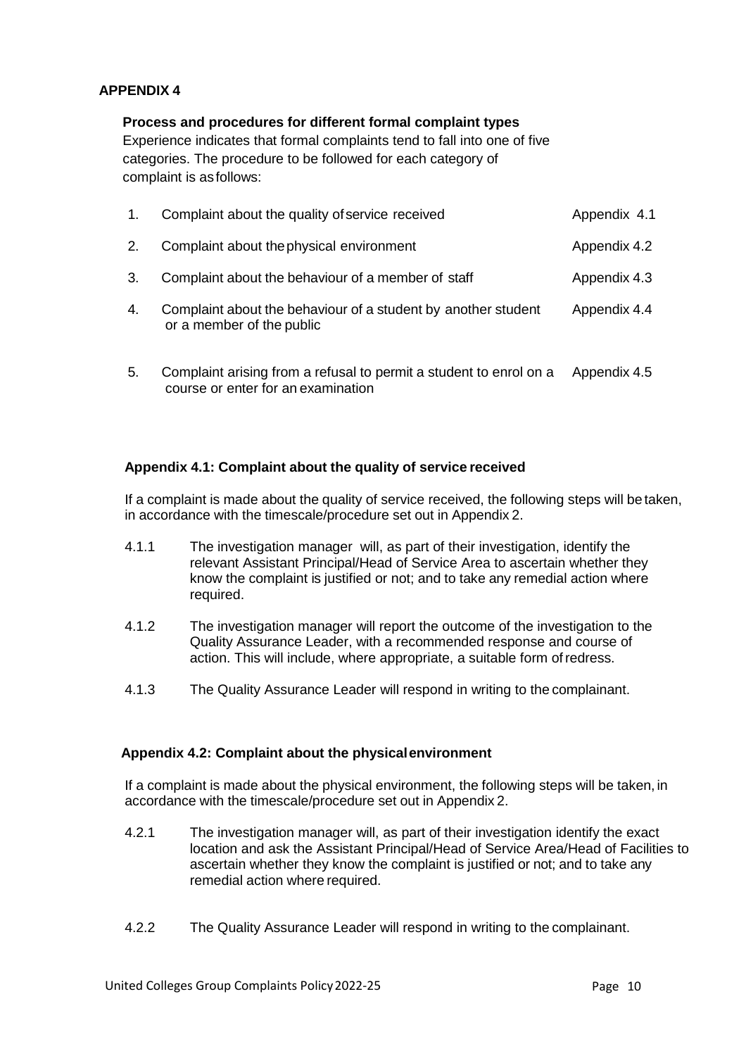## APPENDIX 4

**Process and procedures for different formal complaint types**

Experience indicates that formal complaints tend to fall into one of five categories. The procedure to be followed for each category of complaint is as follows:

| | | |
|---|---|---|
| 1. | Complaint about the quality of service received | Appendix 4.1 |
| 2. | Complaint about the physical environment | Appendix 4.2 |
| 3. | Complaint about the behaviour of a member of staff | Appendix 4.3 |
| 4. | Complaint about the behaviour of a student by another student or a member of the public | Appendix 4.4 |
| 5. | Complaint arising from a refusal to permit a student to enrol on a course or enter for an examination | Appendix 4.5 |

### Appendix 4.1: Complaint about the quality of service received

If a complaint is made about the quality of service received, the following steps will be taken, in accordance with the timescale/procedure set out in Appendix 2.

4.1.1 The investigation manager will, as part of their investigation, identify the relevant Assistant Principal/Head of Service Area to ascertain whether they know the complaint is justified or not; and to take any remedial action where required.

4.1.2 The investigation manager will report the outcome of the investigation to the Quality Assurance Leader, with a recommended response and course of action. This will include, where appropriate, a suitable form of redress.

4.1.3 The Quality Assurance Leader will respond in writing to the complainant.

### Appendix 4.2: Complaint about the physical environment

If a complaint is made about the physical environment, the following steps will be taken, in accordance with the timescale/procedure set out in Appendix 2.

4.2.1 The investigation manager will, as part of their investigation identify the exact location and ask the Assistant Principal/Head of Service Area/Head of Facilities to ascertain whether they know the complaint is justified or not; and to take any remedial action where required.

4.2.2 The Quality Assurance Leader will respond in writing to the complainant.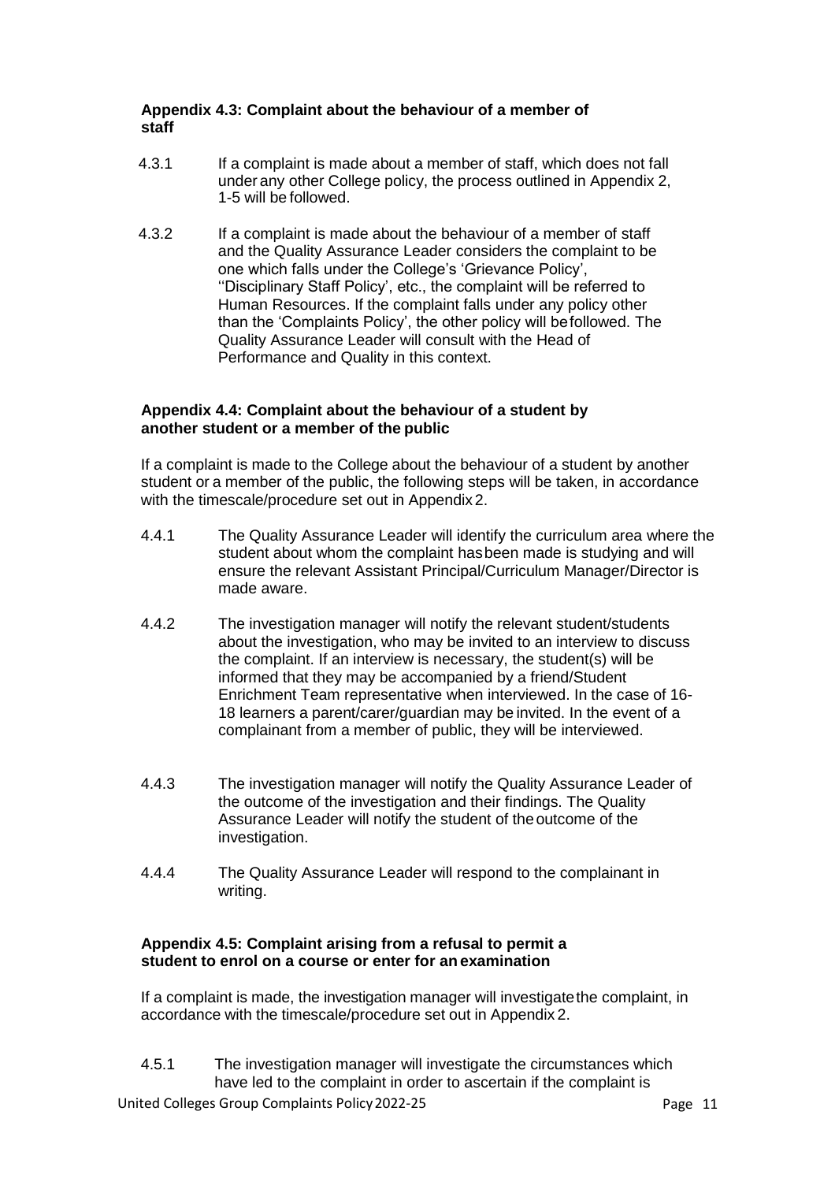### Appendix 4.3: Complaint about the behaviour of a member of staff

4.3.1 If a complaint is made about a member of staff, which does not fall under any other College policy, the process outlined in Appendix 2, 1-5 will be followed.

4.3.2 If a complaint is made about the behaviour of a member of staff and the Quality Assurance Leader considers the complaint to be one which falls under the College's 'Grievance Policy', ''Disciplinary Staff Policy', etc., the complaint will be referred to Human Resources. If the complaint falls under any policy other than the 'Complaints Policy', the other policy will be followed. The Quality Assurance Leader will consult with the Head of Performance and Quality in this context.

### Appendix 4.4: Complaint about the behaviour of a student by another student or a member of the public

If a complaint is made to the College about the behaviour of a student by another student or a member of the public, the following steps will be taken, in accordance with the timescale/procedure set out in Appendix 2.

4.4.1 The Quality Assurance Leader will identify the curriculum area where the student about whom the complaint has been made is studying and will ensure the relevant Assistant Principal/Curriculum Manager/Director is made aware.

4.4.2 The investigation manager will notify the relevant student/students about the investigation, who may be invited to an interview to discuss the complaint. If an interview is necessary, the student(s) will be informed that they may be accompanied by a friend/Student Enrichment Team representative when interviewed. In the case of 16-18 learners a parent/carer/guardian may be invited. In the event of a complainant from a member of public, they will be interviewed.

4.4.3 The investigation manager will notify the Quality Assurance Leader of the outcome of the investigation and their findings. The Quality Assurance Leader will notify the student of the outcome of the investigation.

4.4.4 The Quality Assurance Leader will respond to the complainant in writing.

### Appendix 4.5: Complaint arising from a refusal to permit a student to enrol on a course or enter for an examination

If a complaint is made, the investigation manager will investigate the complaint, in accordance with the timescale/procedure set out in Appendix 2.

4.5.1 The investigation manager will investigate the circumstances which have led to the complaint in order to ascertain if the complaint is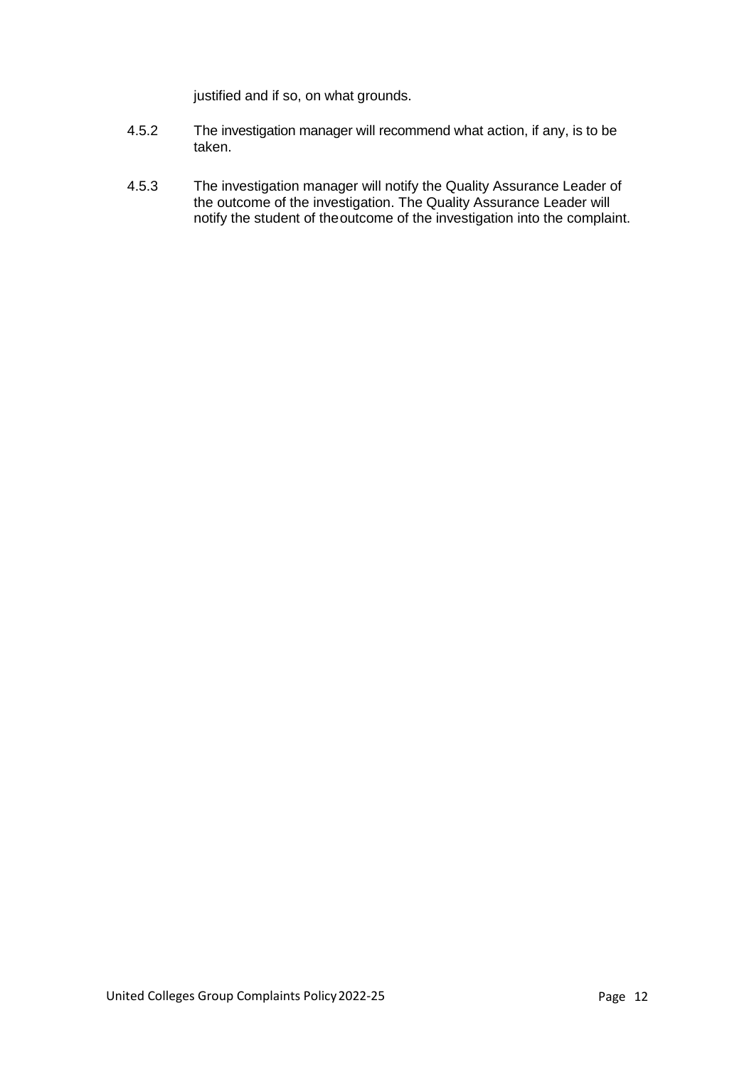justified and if so, on what grounds.

4.5.2 The investigation manager will recommend what action, if any, is to be taken.

4.5.3 The investigation manager will notify the Quality Assurance Leader of the outcome of the investigation. The Quality Assurance Leader will notify the student of theoutcome of the investigation into the complaint.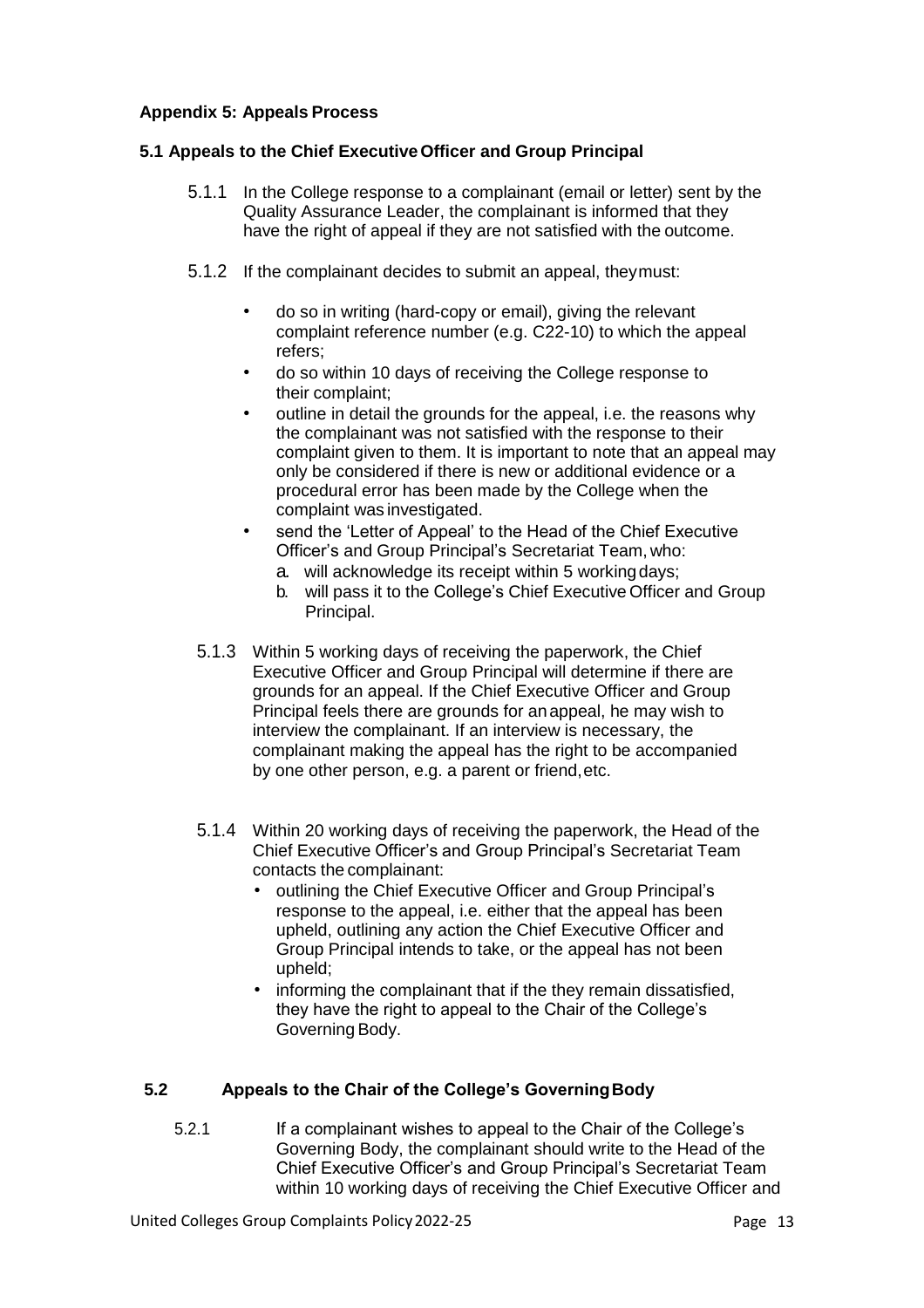## Appendix 5: Appeals Process

### 5.1 Appeals to the Chief Executive Officer and Group Principal

5.1.1 In the College response to a complainant (email or letter) sent by the Quality Assurance Leader, the complainant is informed that they have the right of appeal if they are not satisfied with the outcome.

5.1.2 If the complainant decides to submit an appeal, they must:

- do so in writing (hard-copy or email), giving the relevant complaint reference number (e.g. C22-10) to which the appeal refers;
- do so within 10 days of receiving the College response to their complaint;
- outline in detail the grounds for the appeal, i.e. the reasons why the complainant was not satisfied with the response to their complaint given to them. It is important to note that an appeal may only be considered if there is new or additional evidence or a procedural error has been made by the College when the complaint was investigated.
- send the 'Letter of Appeal' to the Head of the Chief Executive Officer's and Group Principal's Secretariat Team, who:
  a. will acknowledge its receipt within 5 working days;
  b. will pass it to the College's Chief Executive Officer and Group Principal.

5.1.3 Within 5 working days of receiving the paperwork, the Chief Executive Officer and Group Principal will determine if there are grounds for an appeal. If the Chief Executive Officer and Group Principal feels there are grounds for an appeal, he may wish to interview the complainant. If an interview is necessary, the complainant making the appeal has the right to be accompanied by one other person, e.g. a parent or friend, etc.

5.1.4 Within 20 working days of receiving the paperwork, the Head of the Chief Executive Officer's and Group Principal's Secretariat Team contacts the complainant:

- outlining the Chief Executive Officer and Group Principal's response to the appeal, i.e. either that the appeal has been upheld, outlining any action the Chief Executive Officer and Group Principal intends to take, or the appeal has not been upheld;
- informing the complainant that if the they remain dissatisfied, they have the right to appeal to the Chair of the College's Governing Body.

### 5.2 Appeals to the Chair of the College's Governing Body

5.2.1 If a complainant wishes to appeal to the Chair of the College's Governing Body, the complainant should write to the Head of the Chief Executive Officer's and Group Principal's Secretariat Team within 10 working days of receiving the Chief Executive Officer and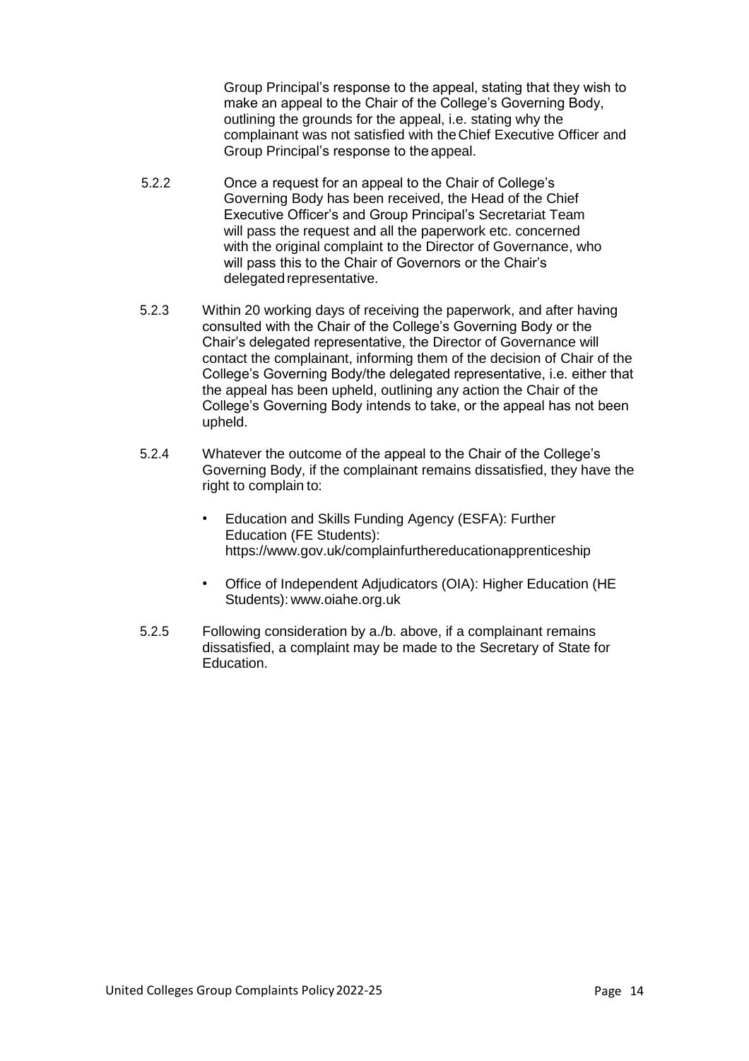Group Principal's response to the appeal, stating that they wish to make an appeal to the Chair of the College's Governing Body, outlining the grounds for the appeal, i.e. stating why the complainant was not satisfied with the Chief Executive Officer and Group Principal's response to the appeal.

5.2.2 Once a request for an appeal to the Chair of College's Governing Body has been received, the Head of the Chief Executive Officer's and Group Principal's Secretariat Team will pass the request and all the paperwork etc. concerned with the original complaint to the Director of Governance, who will pass this to the Chair of Governors or the Chair's delegated representative.

5.2.3 Within 20 working days of receiving the paperwork, and after having consulted with the Chair of the College's Governing Body or the Chair's delegated representative, the Director of Governance will contact the complainant, informing them of the decision of Chair of the College's Governing Body/the delegated representative, i.e. either that the appeal has been upheld, outlining any action the Chair of the College's Governing Body intends to take, or the appeal has not been upheld.

5.2.4 Whatever the outcome of the appeal to the Chair of the College's Governing Body, if the complainant remains dissatisfied, they have the right to complain to:

- Education and Skills Funding Agency (ESFA): Further Education (FE Students): https://www.gov.uk/complainfurthereducationapprenticeship
- Office of Independent Adjudicators (OIA): Higher Education (HE Students): www.oiahe.org.uk

5.2.5 Following consideration by a./b. above, if a complainant remains dissatisfied, a complaint may be made to the Secretary of State for Education.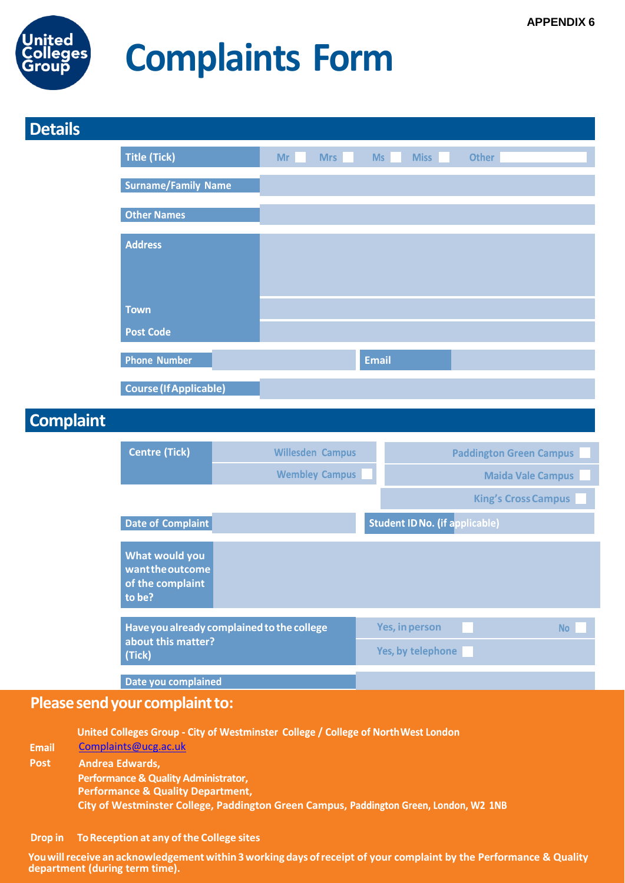APPENDIX 6

# Complaints Form

## Details

| | |
|---|---|
| **Title (Tick)** | Mr ☐ Mrs ☐ Ms ☐ Miss ☐ Other |
| **Surname/Family Name** | |
| **Other Names** | |
| **Address** | |
| **Town** | |
| **Post Code** | |
| **Phone Number** | |
| **Email** | |
| **Course (If Applicable)** | |

## Complaint

| | |
|---|---|
| **Centre (Tick)** | Willesden Campus ☐ Paddington Green Campus ☐ Wembley Campus ☐ Maida Vale Campus ☐ King's Cross Campus ☐ |
| **Date of Complaint** | |
| **Student ID No. (if applicable)** | |
| **What would you want the outcome of the complaint to be?** | |
| **Have you already complained to the college about this matter? (Tick)** | Yes, in person ☐ Yes, by telephone ☐ No ☐ |
| **Date you complained** | |

## Please send your complaint to:

**United Colleges Group - City of Westminster College / College of North West London**

**Email** Complaints@ucg.ac.uk

**Post** **Andrea Edwards,**
**Performance & Quality Administrator,**
**Performance & Quality Department,**
**City of Westminster College, Paddington Green Campus, Paddington Green, London, W2 1NB**

**Drop in** **To Reception at any of the College sites**

**You will receive an acknowledgement within 3 working days of receipt of your complaint by the Performance & Quality department (during term time).**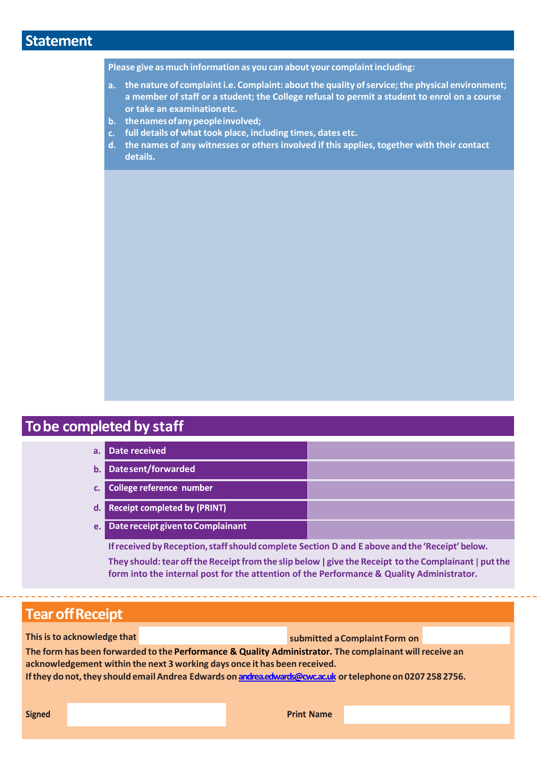## Statement

**Please give as much information as you can about your complaint including:**

a. **the nature of complaint i.e. Complaint: about the quality of service; the physical environment; a member of staff or a student; the College refusal to permit a student to enrol on a course or take an examination etc.**
b. **the names of any people involved;**
c. **full details of what took place, including times, dates etc.**
d. **the names of any witnesses or others involved if this applies, together with their contact details.**

## To be completed by staff

| | | |
|---|---|---|
| a. | Date received | |
| b. | Date sent/forwarded | |
| c. | College reference number | |
| d. | Receipt completed by (PRINT) | |
| e. | Date receipt given to Complainant | |

**If received by Reception, staff should complete Section D and E above and the 'Receipt' below.**

**They should: tear off the Receipt from the slip below | give the Receipt to the Complainant | put the form into the internal post for the attention of the Performance & Quality Administrator.**

## Tear off Receipt

**This is to acknowledge that** ____________ **submitted a Complaint Form on** ____________

**The form has been forwarded to the Performance & Quality Administrator. The complainant will receive an acknowledgement within the next 3 working days once it has been received.**

**If they do not, they should email Andrea Edwards on andrea.edwards@cwc.ac.uk or telephone on 0207 258 2756.**

**Signed** ____________ **Print Name** ____________